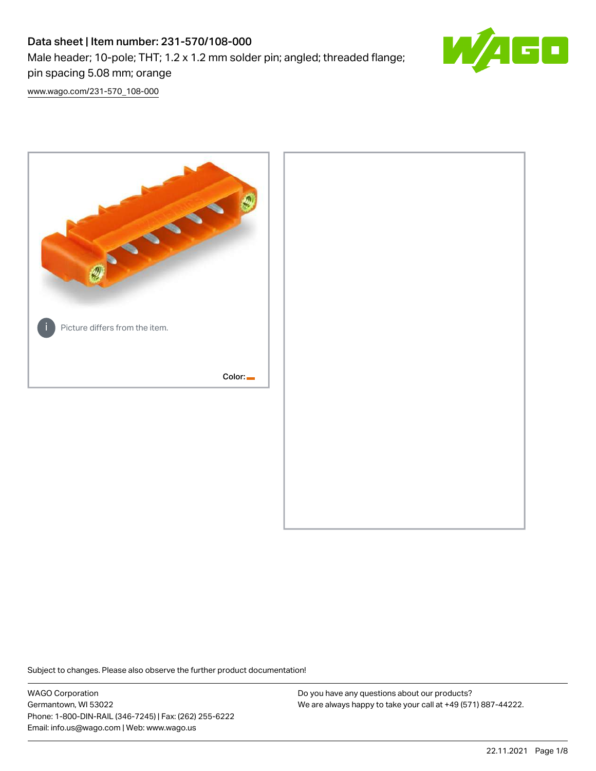# Data sheet | Item number: 231-570/108-000

Male header; 10-pole; THT; 1.2 x 1.2 mm solder pin; angled; threaded flange; pin spacing 5.08 mm; orange

www.wago.com/231-570_108-000

Picture differs from the item.

Color:

Subject to changes. Please also observe the further product documentation!

WAGO Corporation
Germantown, WI 53022
Phone: 1-800-DIN-RAIL (346-7245) | Fax: (262) 255-6222
Email: info.us@wago.com | Web: www.wago.us

Do you have any questions about our products?
We are always happy to take your call at +49 (571) 887-44222.

22.11.2021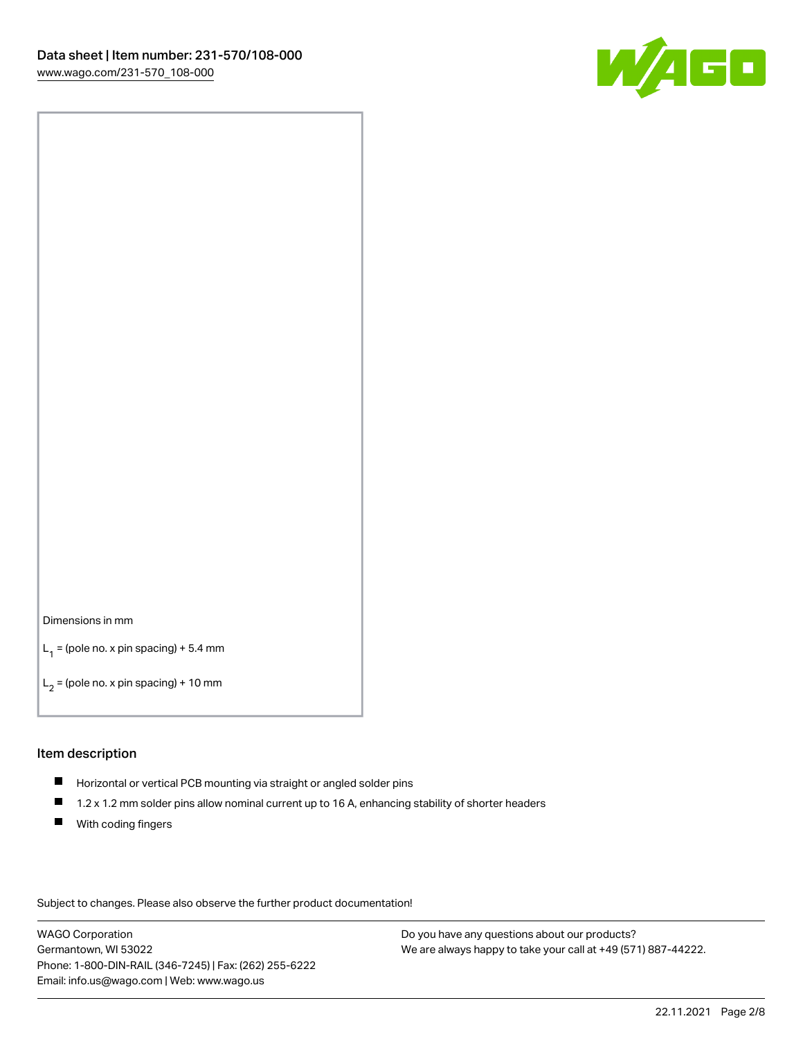Dimensions in mm

$L_1$ = (pole no. x pin spacing) + 5.4 mm

$L_2$ = (pole no. x pin spacing) + 10 mm

## Item description

- Horizontal or vertical PCB mounting via straight or angled solder pins
- 1.2 x 1.2 mm solder pins allow nominal current up to 16 A, enhancing stability of shorter headers
- With coding fingers

Subject to changes. Please also observe the further product documentation!

WAGO Corporation
Germantown, WI 53022
Phone: 1-800-DIN-RAIL (346-7245) | Fax: (262) 255-6222
Email: info.us@wago.com | Web: www.wago.us

Do you have any questions about our products?
We are always happy to take your call at +49 (571) 887-44222.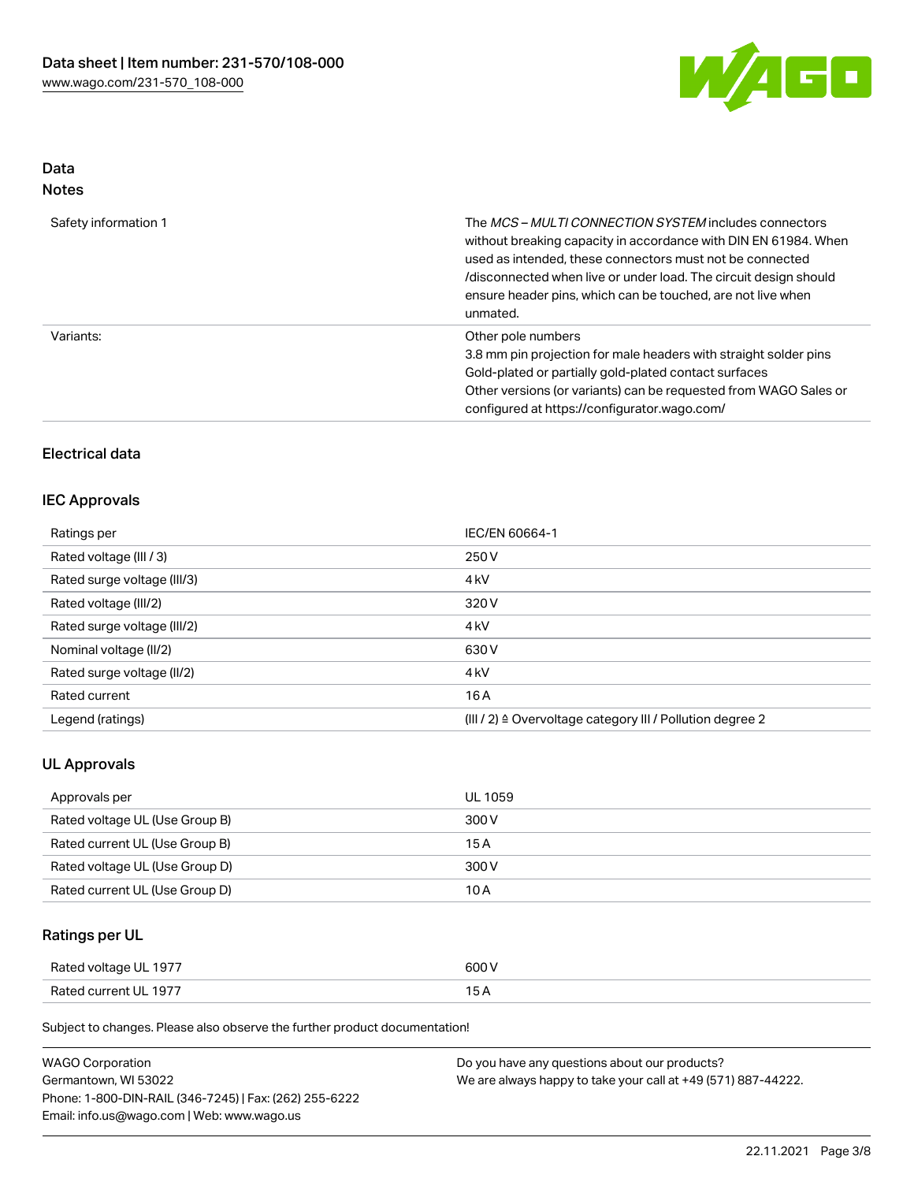## Data
### Notes

| | |
|---|---|
| Safety information 1 | The *MCS – MULTI CONNECTION SYSTEM* includes connectors without breaking capacity in accordance with DIN EN 61984. When used as intended, these connectors must not be connected /disconnected when live or under load. The circuit design should ensure header pins, which can be touched, are not live when unmated. |
| Variants: | Other pole numbers<br>3.8 mm pin projection for male headers with straight solder pins<br>Gold-plated or partially gold-plated contact surfaces<br>Other versions (or variants) can be requested from WAGO Sales or configured at https://configurator.wago.com/ |

## Electrical data

### IEC Approvals

| | |
|---|---|
| Ratings per | IEC/EN 60664-1 |
| Rated voltage (III / 3) | 250 V |
| Rated surge voltage (III/3) | 4 kV |
| Rated voltage (III/2) | 320 V |
| Rated surge voltage (III/2) | 4 kV |
| Nominal voltage (II/2) | 630 V |
| Rated surge voltage (II/2) | 4 kV |
| Rated current | 16 A |
| Legend (ratings) | (III / 2) ≙ Overvoltage category III / Pollution degree 2 |

### UL Approvals

| | |
|---|---|
| Approvals per | UL 1059 |
| Rated voltage UL (Use Group B) | 300 V |
| Rated current UL (Use Group B) | 15 A |
| Rated voltage UL (Use Group D) | 300 V |
| Rated current UL (Use Group D) | 10 A |

### Ratings per UL

| | |
|---|---|
| Rated voltage UL 1977 | 600 V |
| Rated current UL 1977 | 15 A |

Subject to changes. Please also observe the further product documentation!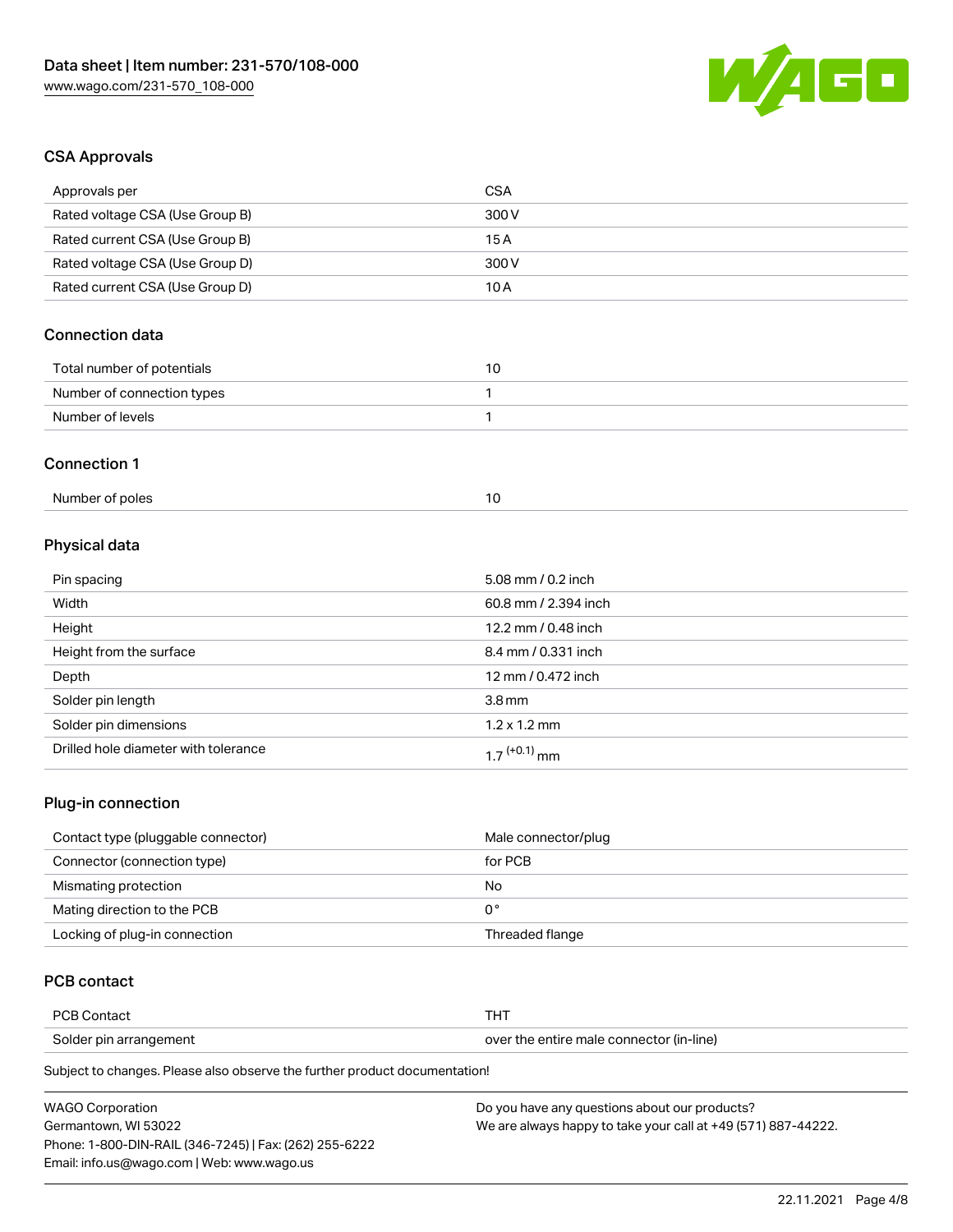## CSA Approvals

| Approvals per | CSA |
| --- | --- |
| Rated voltage CSA (Use Group B) | 300 V |
| Rated current CSA (Use Group B) | 15 A |
| Rated voltage CSA (Use Group D) | 300 V |
| Rated current CSA (Use Group D) | 10 A |

## Connection data

| Total number of potentials | 10 |
| --- | --- |
| Number of connection types | 1 |
| Number of levels | 1 |

## Connection 1

| Number of poles | 10 |
| --- | --- |

## Physical data

| Pin spacing | 5.08 mm / 0.2 inch |
| --- | --- |
| Width | 60.8 mm / 2.394 inch |
| Height | 12.2 mm / 0.48 inch |
| Height from the surface | 8.4 mm / 0.331 inch |
| Depth | 12 mm / 0.472 inch |
| Solder pin length | 3.8 mm |
| Solder pin dimensions | 1.2 x 1.2 mm |
| Drilled hole diameter with tolerance | $1.7^{(+0.1)}$ mm |

## Plug-in connection

| Contact type (pluggable connector) | Male connector/plug |
| --- | --- |
| Connector (connection type) | for PCB |
| Mismating protection | No |
| Mating direction to the PCB | 0 ° |
| Locking of plug-in connection | Threaded flange |

## PCB contact

| PCB Contact | THT |
| --- | --- |
| Solder pin arrangement | over the entire male connector (in-line) |

Subject to changes. Please also observe the further product documentation!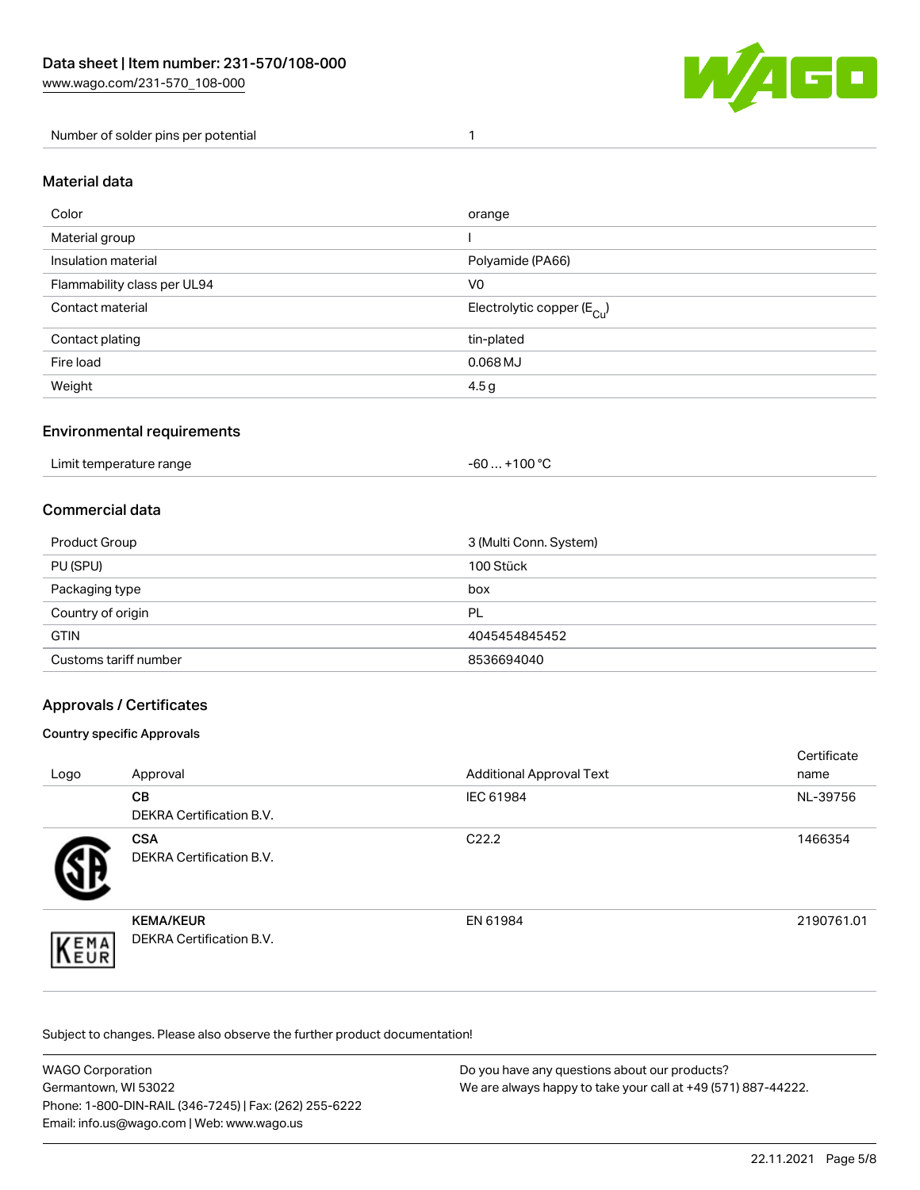| Number of solder pins per potential | 1 |
| --- | --- |

## Material data

| Color | orange |
| --- | --- |
| Material group | I |
| Insulation material | Polyamide (PA66) |
| Flammability class per UL94 | V0 |
| Contact material | Electrolytic copper ($E_{Cu}$) |
| Contact plating | tin-plated |
| Fire load | 0.068 MJ |
| Weight | 4.5 g |

## Environmental requirements

| Limit temperature range | -60 … +100 °C |
| --- | --- |

## Commercial data

| Product Group | 3 (Multi Conn. System) |
| --- | --- |
| PU (SPU) | 100 Stück |
| Packaging type | box |
| Country of origin | PL |
| GTIN | 4045454845452 |
| Customs tariff number | 8536694040 |

## Approvals / Certificates

### Country specific Approvals

| Logo | Approval | Additional Approval Text | Certificate name |
| --- | --- | --- | --- |
| | **CB** DEKRA Certification B.V. | IEC 61984 | NL-39756 |
| | **CSA** DEKRA Certification B.V. | C22.2 | 1466354 |
| | **KEMA/KEUR** DEKRA Certification B.V. | EN 61984 | 2190761.01 |

Subject to changes. Please also observe the further product documentation!

WAGO Corporation
Germantown, WI 53022
Phone: 1-800-DIN-RAIL (346-7245) | Fax: (262) 255-6222
Email: info.us@wago.com | Web: www.wago.us

Do you have any questions about our products?
We are always happy to take your call at +49 (571) 887-44222.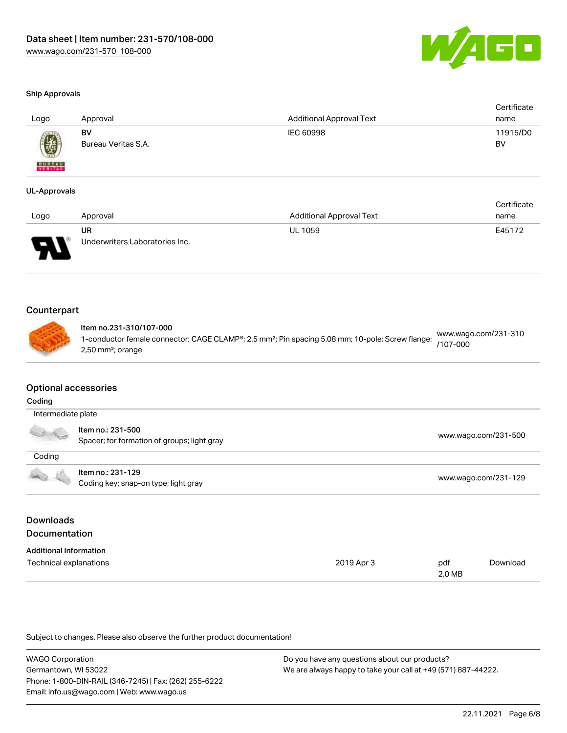### Ship Approvals

| Logo | Approval | Additional Approval Text | Certificate name |
|---|---|---|---|
| | **BV**<br>Bureau Veritas S.A. | IEC 60998 | 11915/D0 BV |

### UL-Approvals

| Logo | Approval | Additional Approval Text | Certificate name |
|---|---|---|---|
| | **UR**<br>Underwriters Laboratories Inc. | UL 1059 | E45172 |

## Counterpart

| | |
|---|---|
| **Item no.231-310/107-000**<br>1-conductor female connector; CAGE CLAMP®; 2.5 mm²; Pin spacing 5.08 mm; 10-pole; Screw flange; 2,50 mm²; orange | www.wago.com/231-310/107-000 |

## Optional accessories

**Coding**

| | |
|---|---|
| Intermediate plate | |
| **Item no.: 231-500**<br>Spacer; for formation of groups; light gray | www.wago.com/231-500 |
| Coding | |
| **Item no.: 231-129**<br>Coding key; snap-on type; light gray | www.wago.com/231-129 |

## Downloads
## Documentation

**Additional Information**

| | | | |
|---|---|---|---|
| Technical explanations | 2019 Apr 3 | pdf 2.0 MB | Download |

Subject to changes. Please also observe the further product documentation!

WAGO Corporation
Germantown, WI 53022
Phone: 1-800-DIN-RAIL (346-7245) | Fax: (262) 255-6222
Email: info.us@wago.com | Web: www.wago.us

Do you have any questions about our products?
We are always happy to take your call at +49 (571) 887-44222.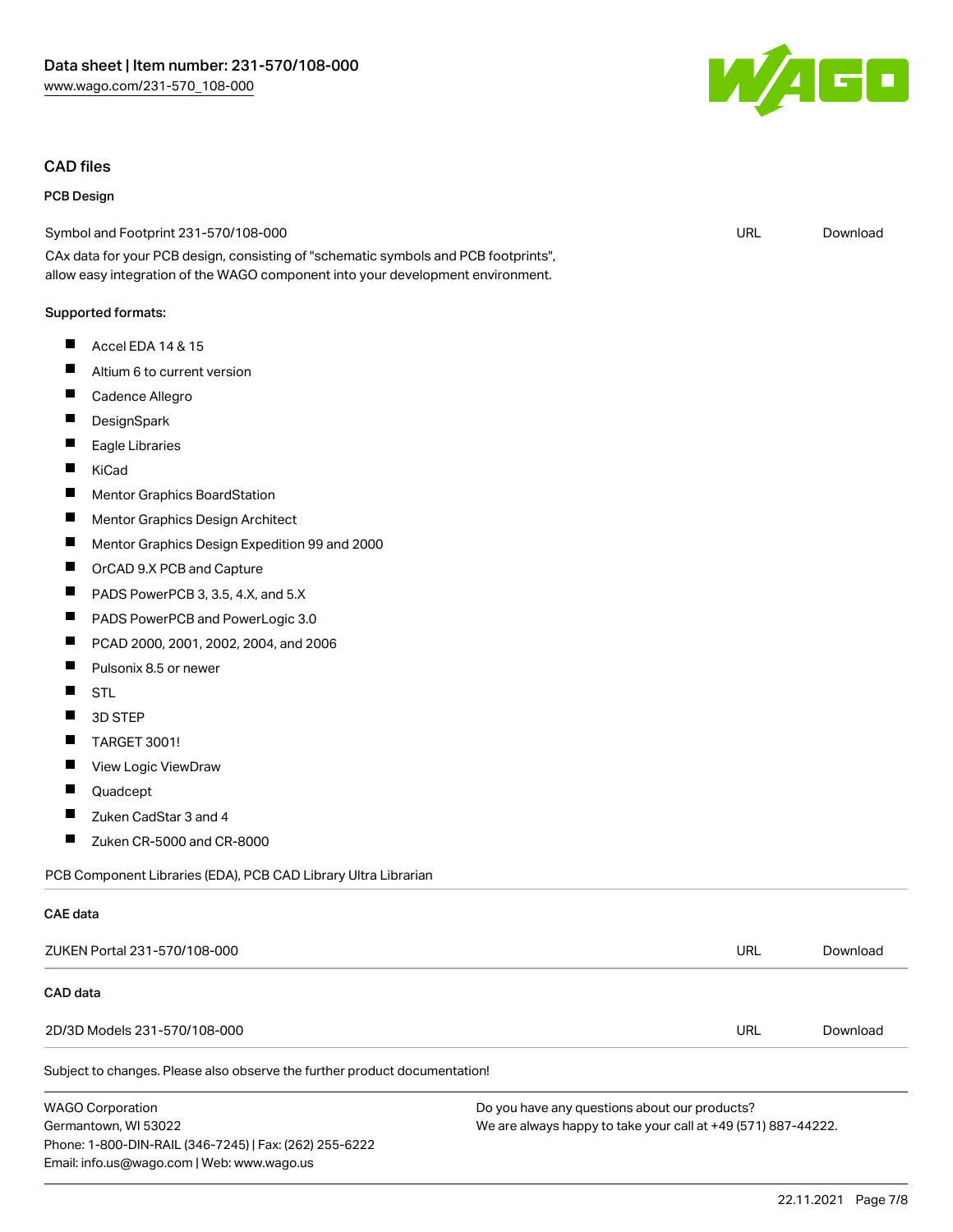## CAD files

### PCB Design

| Symbol and Footprint 231-570/108-000 | URL | Download |
|---|---|---|

CAx data for your PCB design, consisting of "schematic symbols and PCB footprints", allow easy integration of the WAGO component into your development environment.

Supported formats:

- Accel EDA 14 & 15
- Altium 6 to current version
- Cadence Allegro
- DesignSpark
- Eagle Libraries
- KiCad
- Mentor Graphics BoardStation
- Mentor Graphics Design Architect
- Mentor Graphics Design Expedition 99 and 2000
- OrCAD 9.X PCB and Capture
- PADS PowerPCB 3, 3.5, 4.X, and 5.X
- PADS PowerPCB and PowerLogic 3.0
- PCAD 2000, 2001, 2002, 2004, and 2006
- Pulsonix 8.5 or newer
- STL
- 3D STEP
- TARGET 3001!
- View Logic ViewDraw
- Quadcept
- Zuken CadStar 3 and 4
- Zuken CR-5000 and CR-8000

PCB Component Libraries (EDA), PCB CAD Library Ultra Librarian

### CAE data

| ZUKEN Portal 231-570/108-000 | URL | Download |
|---|---|---|

### CAD data

| 2D/3D Models 231-570/108-000 | URL | Download |
|---|---|---|

Subject to changes. Please also observe the further product documentation!

WAGO Corporation
Germantown, WI 53022
Phone: 1-800-DIN-RAIL (346-7245) | Fax: (262) 255-6222
Email: info.us@wago.com | Web: www.wago.us

Do you have any questions about our products?
We are always happy to take your call at +49 (571) 887-44222.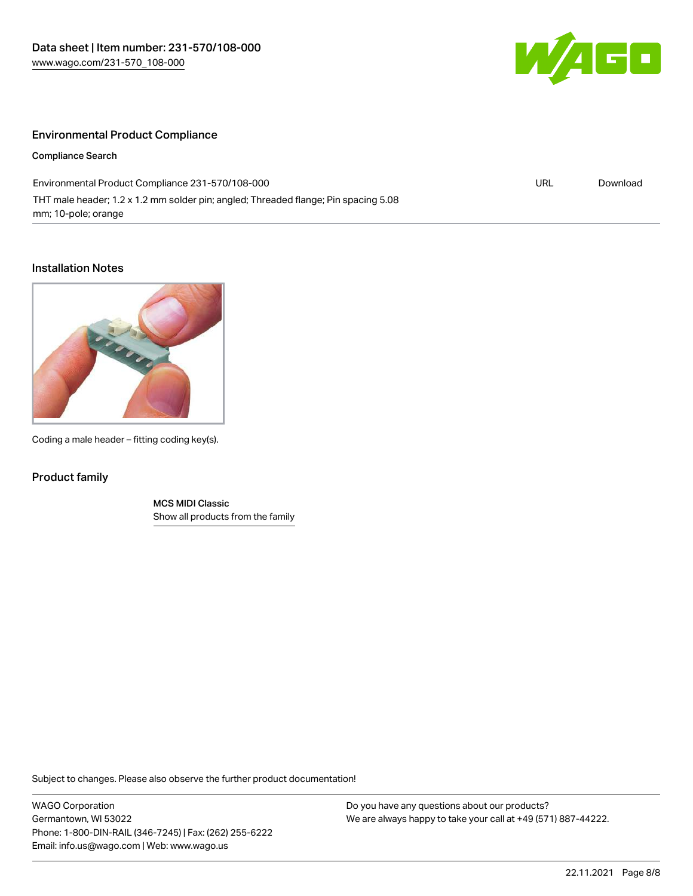## Environmental Product Compliance

### Compliance Search

| | | |
|---|---|---|
| Environmental Product Compliance 231-570/108-000<br>THT male header; 1.2 x 1.2 mm solder pin; angled; Threaded flange; Pin spacing 5.08 mm; 10-pole; orange | URL | Download |

## Installation Notes

Coding a male header – fitting coding key(s).

## Product family

MCS MIDI Classic
Show all products from the family

Subject to changes. Please also observe the further product documentation!

WAGO Corporation
Germantown, WI 53022
Phone: 1-800-DIN-RAIL (346-7245) | Fax: (262) 255-6222
Email: info.us@wago.com | Web: www.wago.us

Do you have any questions about our products?
We are always happy to take your call at +49 (571) 887-44222.

22.11.2021